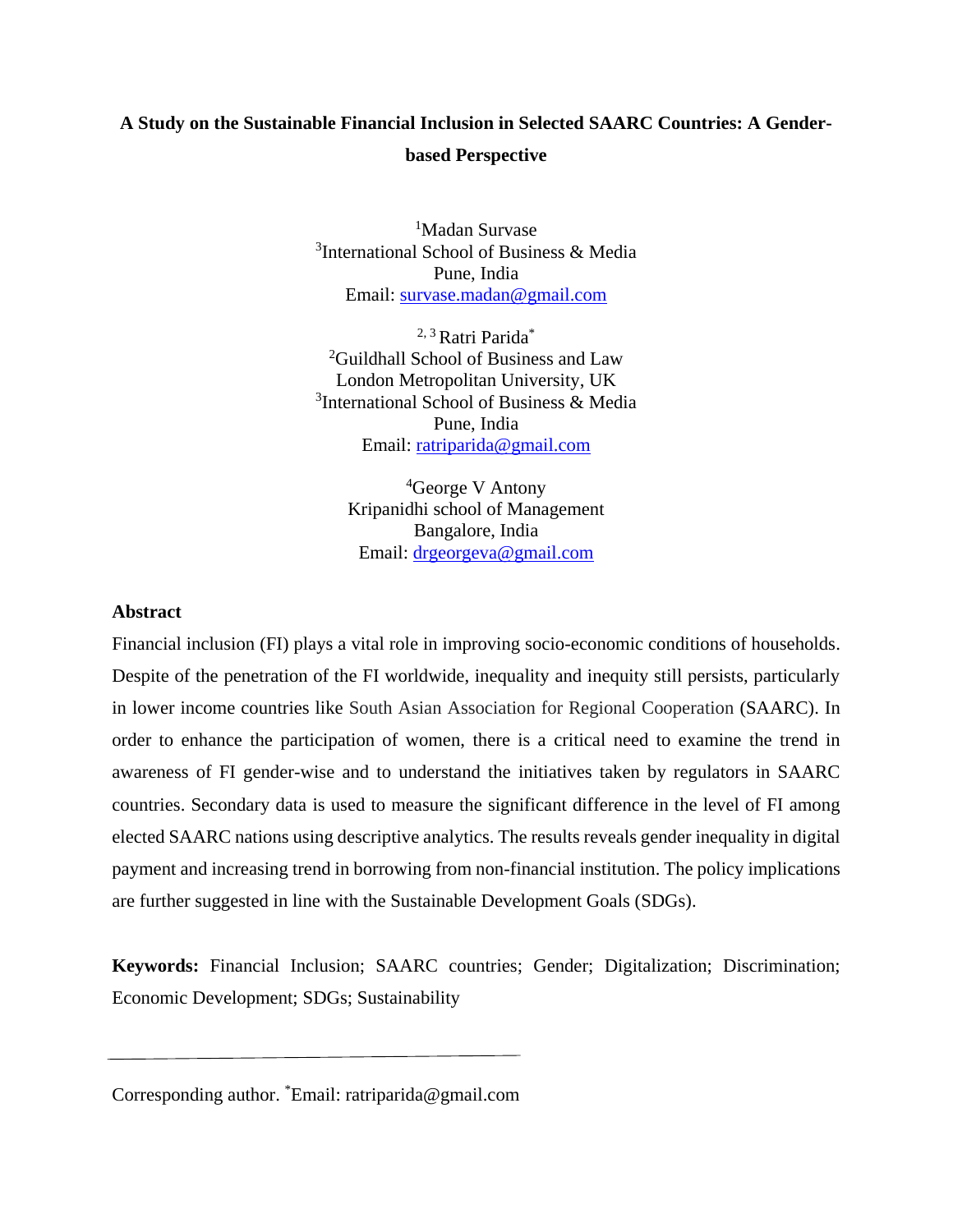# A Study on the Sustainable Financial Inclusion in Selected SAARC Countries: A Gender-based Perspective

[1]Madan Survase
[3]International School of Business & Media
Pune, India
Email: survase.madan@gmail.com

[2, 3] Ratri Parida*
[2]Guildhall School of Business and Law
London Metropolitan University, UK
[3]International School of Business & Media
Pune, India
Email: ratriparida@gmail.com

[4]George V Antony
Kripanidhi school of Management
Bangalore, India
Email: drgeorgeva@gmail.com

## Abstract

Financial inclusion (FI) plays a vital role in improving socio-economic conditions of households. Despite of the penetration of the FI worldwide, inequality and inequity still persists, particularly in lower income countries like South Asian Association for Regional Cooperation (SAARC). In order to enhance the participation of women, there is a critical need to examine the trend in awareness of FI gender-wise and to understand the initiatives taken by regulators in SAARC countries. Secondary data is used to measure the significant difference in the level of FI among elected SAARC nations using descriptive analytics. The results reveals gender inequality in digital payment and increasing trend in borrowing from non-financial institution. The policy implications are further suggested in line with the Sustainable Development Goals (SDGs).

**Keywords:** Financial Inclusion; SAARC countries; Gender; Digitalization; Discrimination; Economic Development; SDGs; Sustainability

---

Corresponding author. *Email: ratriparida@gmail.com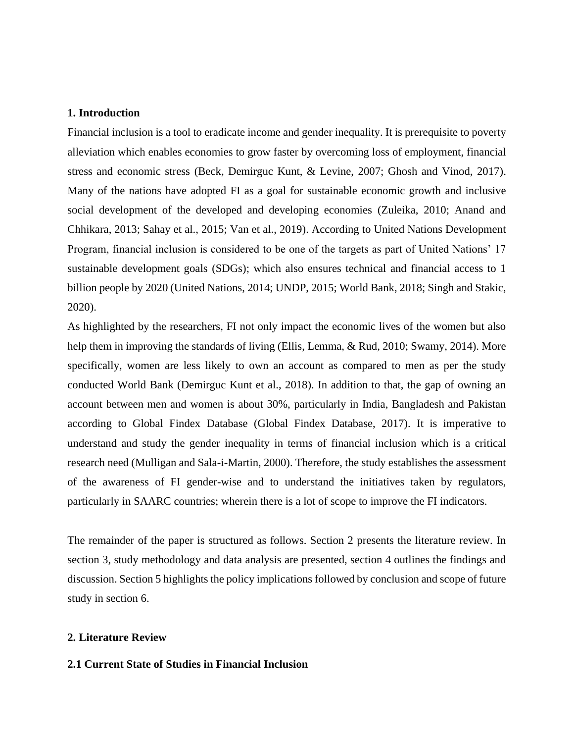## 1. Introduction

Financial inclusion is a tool to eradicate income and gender inequality. It is prerequisite to poverty alleviation which enables economies to grow faster by overcoming loss of employment, financial stress and economic stress (Beck, Demirguc Kunt, & Levine, 2007; Ghosh and Vinod, 2017). Many of the nations have adopted FI as a goal for sustainable economic growth and inclusive social development of the developed and developing economies (Zuleika, 2010; Anand and Chhikara, 2013; Sahay et al., 2015; Van et al., 2019). According to United Nations Development Program, financial inclusion is considered to be one of the targets as part of United Nations' 17 sustainable development goals (SDGs); which also ensures technical and financial access to 1 billion people by 2020 (United Nations, 2014; UNDP, 2015; World Bank, 2018; Singh and Stakic, 2020).

As highlighted by the researchers, FI not only impact the economic lives of the women but also help them in improving the standards of living (Ellis, Lemma, & Rud, 2010; Swamy, 2014). More specifically, women are less likely to own an account as compared to men as per the study conducted World Bank (Demirguc Kunt et al., 2018). In addition to that, the gap of owning an account between men and women is about 30%, particularly in India, Bangladesh and Pakistan according to Global Findex Database (Global Findex Database, 2017). It is imperative to understand and study the gender inequality in terms of financial inclusion which is a critical research need (Mulligan and Sala-i-Martin, 2000). Therefore, the study establishes the assessment of the awareness of FI gender-wise and to understand the initiatives taken by regulators, particularly in SAARC countries; wherein there is a lot of scope to improve the FI indicators.

The remainder of the paper is structured as follows. Section 2 presents the literature review. In section 3, study methodology and data analysis are presented, section 4 outlines the findings and discussion. Section 5 highlights the policy implications followed by conclusion and scope of future study in section 6.

## 2. Literature Review

### 2.1 Current State of Studies in Financial Inclusion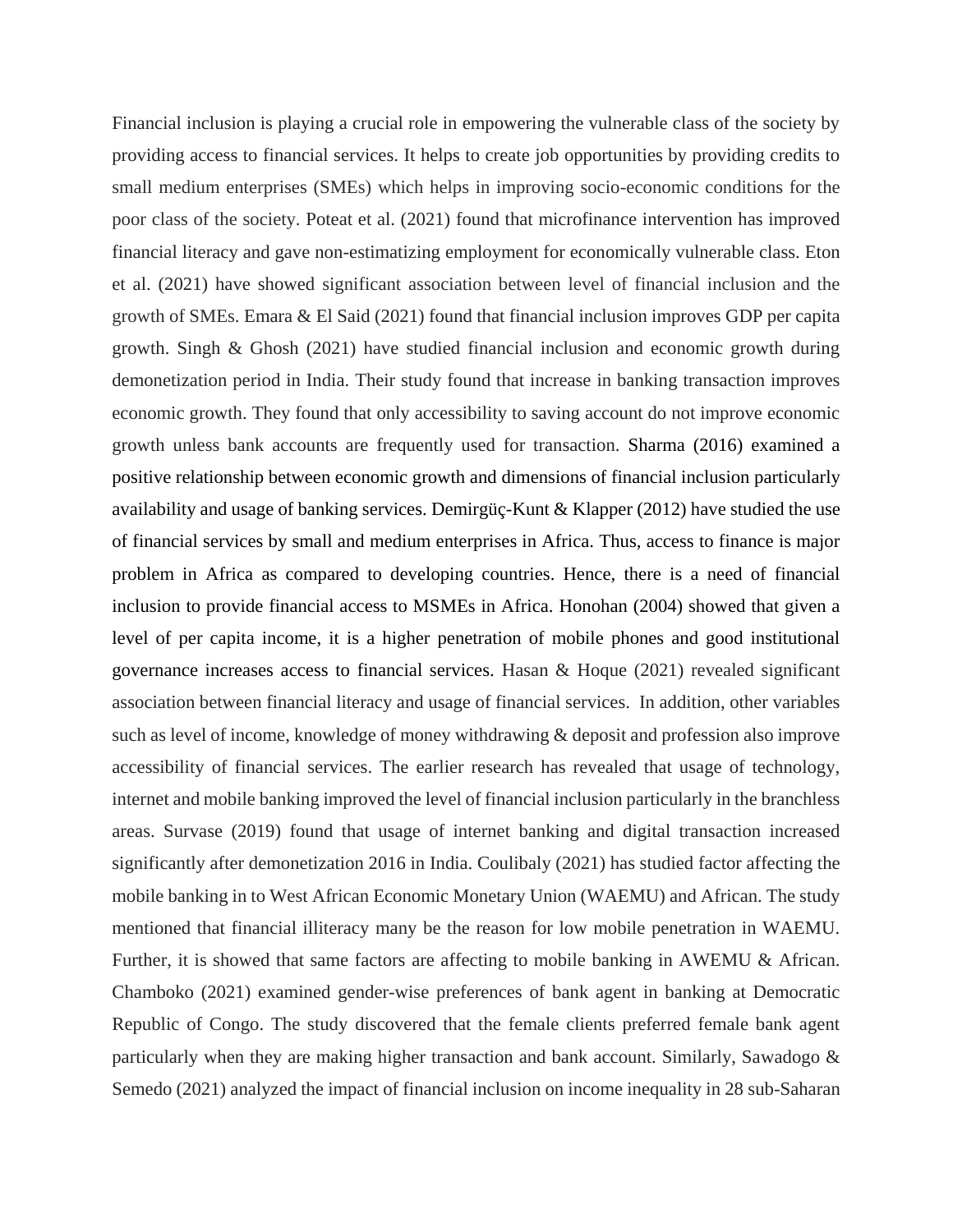Financial inclusion is playing a crucial role in empowering the vulnerable class of the society by providing access to financial services. It helps to create job opportunities by providing credits to small medium enterprises (SMEs) which helps in improving socio-economic conditions for the poor class of the society. Poteat et al. (2021) found that microfinance intervention has improved financial literacy and gave non-estimatizing employment for economically vulnerable class. Eton et al. (2021) have showed significant association between level of financial inclusion and the growth of SMEs. Emara & El Said (2021) found that financial inclusion improves GDP per capita growth. Singh & Ghosh (2021) have studied financial inclusion and economic growth during demonetization period in India. Their study found that increase in banking transaction improves economic growth. They found that only accessibility to saving account do not improve economic growth unless bank accounts are frequently used for transaction. Sharma (2016) examined a positive relationship between economic growth and dimensions of financial inclusion particularly availability and usage of banking services. Demirgüç-Kunt & Klapper (2012) have studied the use of financial services by small and medium enterprises in Africa. Thus, access to finance is major problem in Africa as compared to developing countries. Hence, there is a need of financial inclusion to provide financial access to MSMEs in Africa. Honohan (2004) showed that given a level of per capita income, it is a higher penetration of mobile phones and good institutional governance increases access to financial services. Hasan & Hoque (2021) revealed significant association between financial literacy and usage of financial services. In addition, other variables such as level of income, knowledge of money withdrawing & deposit and profession also improve accessibility of financial services. The earlier research has revealed that usage of technology, internet and mobile banking improved the level of financial inclusion particularly in the branchless areas. Survase (2019) found that usage of internet banking and digital transaction increased significantly after demonetization 2016 in India. Coulibaly (2021) has studied factor affecting the mobile banking in to West African Economic Monetary Union (WAEMU) and African. The study mentioned that financial illiteracy many be the reason for low mobile penetration in WAEMU. Further, it is showed that same factors are affecting to mobile banking in AWEMU & African. Chamboko (2021) examined gender-wise preferences of bank agent in banking at Democratic Republic of Congo. The study discovered that the female clients preferred female bank agent particularly when they are making higher transaction and bank account. Similarly, Sawadogo & Semedo (2021) analyzed the impact of financial inclusion on income inequality in 28 sub-Saharan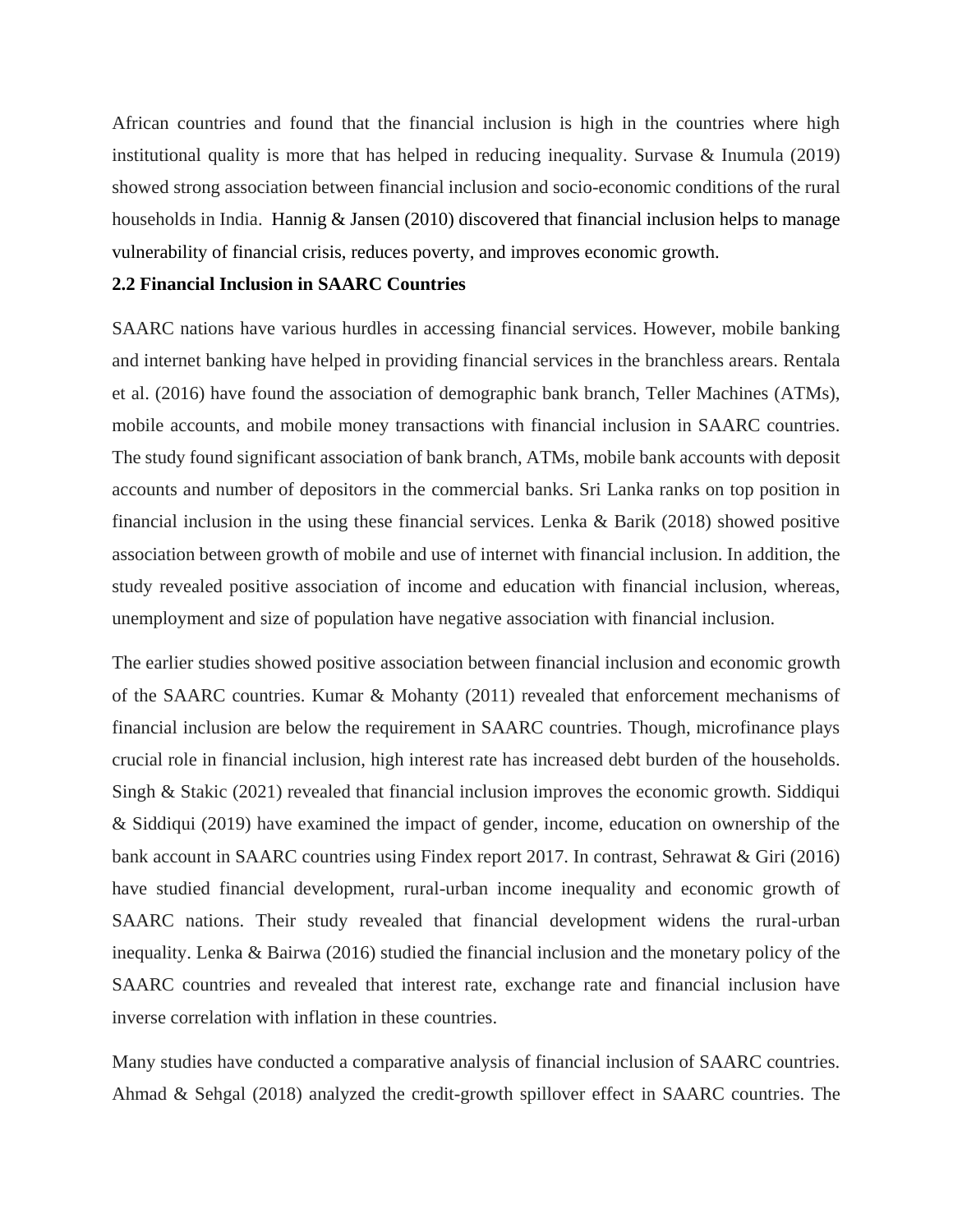African countries and found that the financial inclusion is high in the countries where high institutional quality is more that has helped in reducing inequality. Survase & Inumula (2019) showed strong association between financial inclusion and socio-economic conditions of the rural households in India. Hannig & Jansen (2010) discovered that financial inclusion helps to manage vulnerability of financial crisis, reduces poverty, and improves economic growth.

## 2.2 Financial Inclusion in SAARC Countries

SAARC nations have various hurdles in accessing financial services. However, mobile banking and internet banking have helped in providing financial services in the branchless arears. Rentala et al. (2016) have found the association of demographic bank branch, Teller Machines (ATMs), mobile accounts, and mobile money transactions with financial inclusion in SAARC countries. The study found significant association of bank branch, ATMs, mobile bank accounts with deposit accounts and number of depositors in the commercial banks. Sri Lanka ranks on top position in financial inclusion in the using these financial services. Lenka & Barik (2018) showed positive association between growth of mobile and use of internet with financial inclusion. In addition, the study revealed positive association of income and education with financial inclusion, whereas, unemployment and size of population have negative association with financial inclusion.

The earlier studies showed positive association between financial inclusion and economic growth of the SAARC countries. Kumar & Mohanty (2011) revealed that enforcement mechanisms of financial inclusion are below the requirement in SAARC countries. Though, microfinance plays crucial role in financial inclusion, high interest rate has increased debt burden of the households. Singh & Stakic (2021) revealed that financial inclusion improves the economic growth. Siddiqui & Siddiqui (2019) have examined the impact of gender, income, education on ownership of the bank account in SAARC countries using Findex report 2017. In contrast, Sehrawat & Giri (2016) have studied financial development, rural-urban income inequality and economic growth of SAARC nations. Their study revealed that financial development widens the rural-urban inequality. Lenka & Bairwa (2016) studied the financial inclusion and the monetary policy of the SAARC countries and revealed that interest rate, exchange rate and financial inclusion have inverse correlation with inflation in these countries.

Many studies have conducted a comparative analysis of financial inclusion of SAARC countries. Ahmad & Sehgal (2018) analyzed the credit-growth spillover effect in SAARC countries. The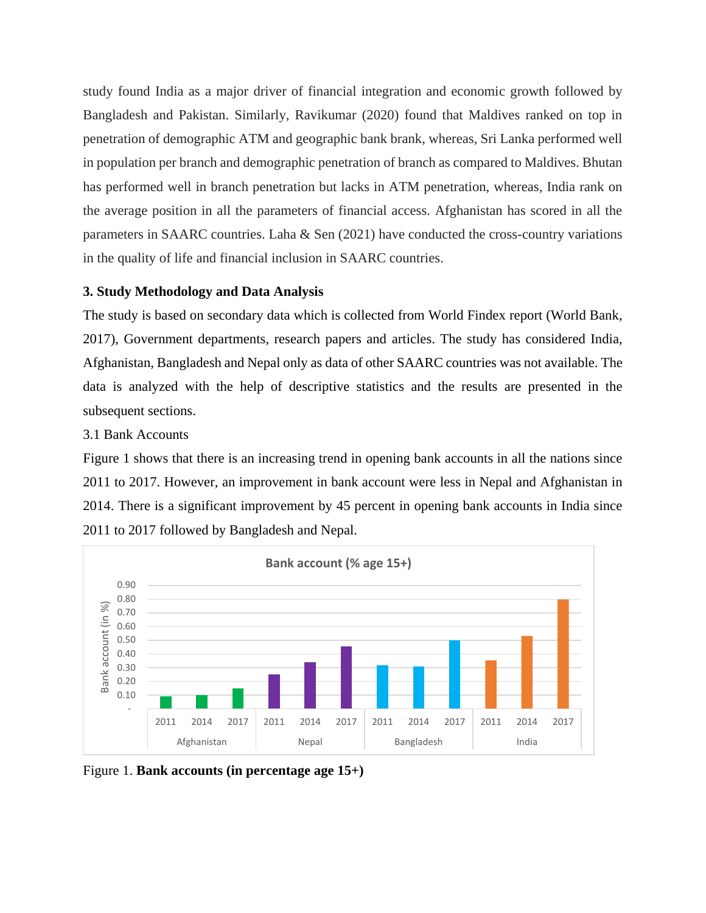study found India as a major driver of financial integration and economic growth followed by Bangladesh and Pakistan. Similarly, Ravikumar (2020) found that Maldives ranked on top in penetration of demographic ATM and geographic bank brank, whereas, Sri Lanka performed well in population per branch and demographic penetration of branch as compared to Maldives. Bhutan has performed well in branch penetration but lacks in ATM penetration, whereas, India rank on the average position in all the parameters of financial access. Afghanistan has scored in all the parameters in SAARC countries. Laha & Sen (2021) have conducted the cross-country variations in the quality of life and financial inclusion in SAARC countries.

### 3. Study Methodology and Data Analysis

The study is based on secondary data which is collected from World Findex report (World Bank, 2017), Government departments, research papers and articles. The study has considered India, Afghanistan, Bangladesh and Nepal only as data of other SAARC countries was not available. The data is analyzed with the help of descriptive statistics and the results are presented in the subsequent sections.

3.1 Bank Accounts

Figure 1 shows that there is an increasing trend in opening bank accounts in all the nations since 2011 to 2017. However, an improvement in bank account were less in Nepal and Afghanistan in 2014. There is a significant improvement by 45 percent in opening bank accounts in India since 2011 to 2017 followed by Bangladesh and Nepal.

Figure 1. **Bank accounts (in percentage age 15+)**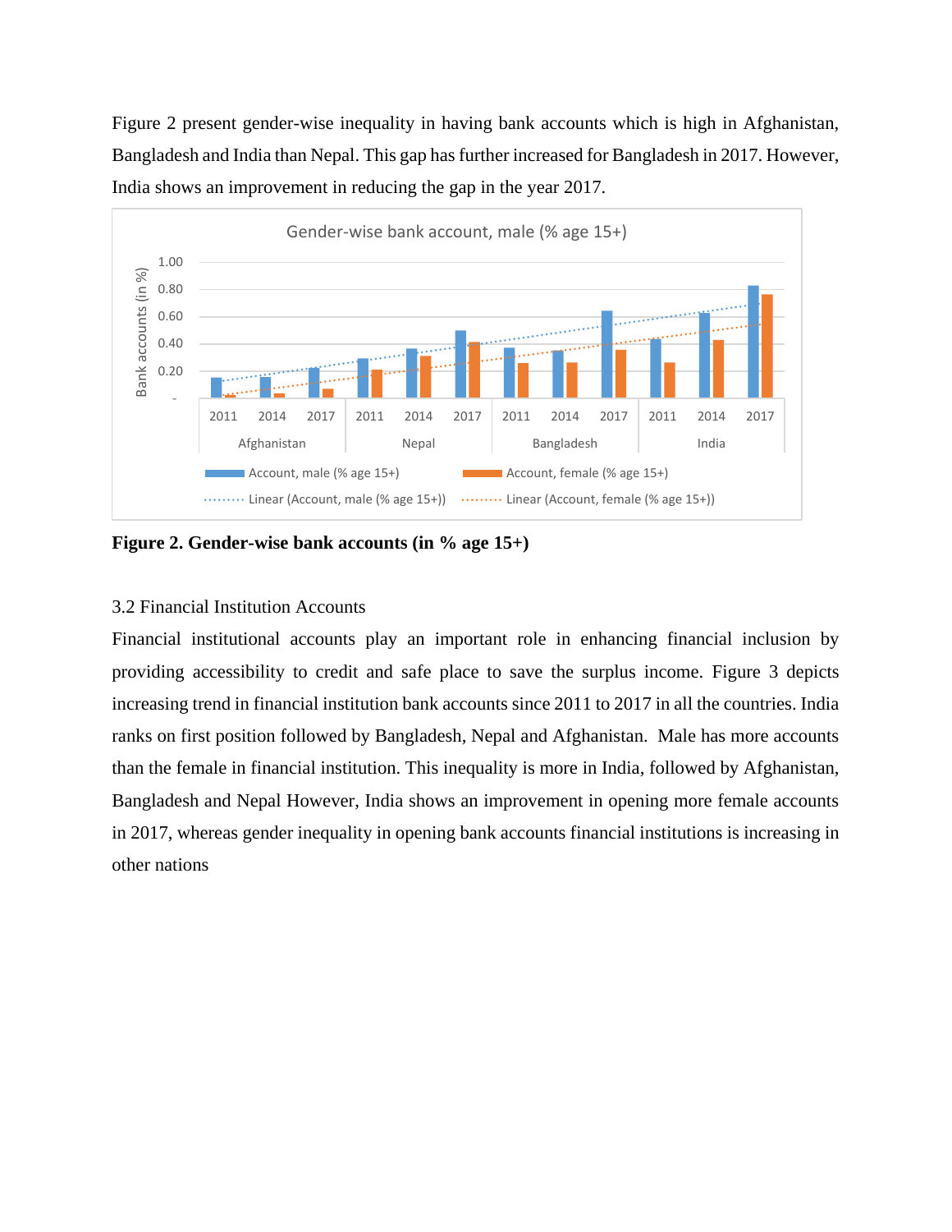Figure 2 present gender-wise inequality in having bank accounts which is high in Afghanistan, Bangladesh and India than Nepal. This gap has further increased for Bangladesh in 2017. However, India shows an improvement in reducing the gap in the year 2017.

**Figure 2. Gender-wise bank accounts (in % age 15+)**

3.2 Financial Institution Accounts

Financial institutional accounts play an important role in enhancing financial inclusion by providing accessibility to credit and safe place to save the surplus income. Figure 3 depicts increasing trend in financial institution bank accounts since 2011 to 2017 in all the countries. India ranks on first position followed by Bangladesh, Nepal and Afghanistan. Male has more accounts than the female in financial institution. This inequality is more in India, followed by Afghanistan, Bangladesh and Nepal However, India shows an improvement in opening more female accounts in 2017, whereas gender inequality in opening bank accounts financial institutions is increasing in other nations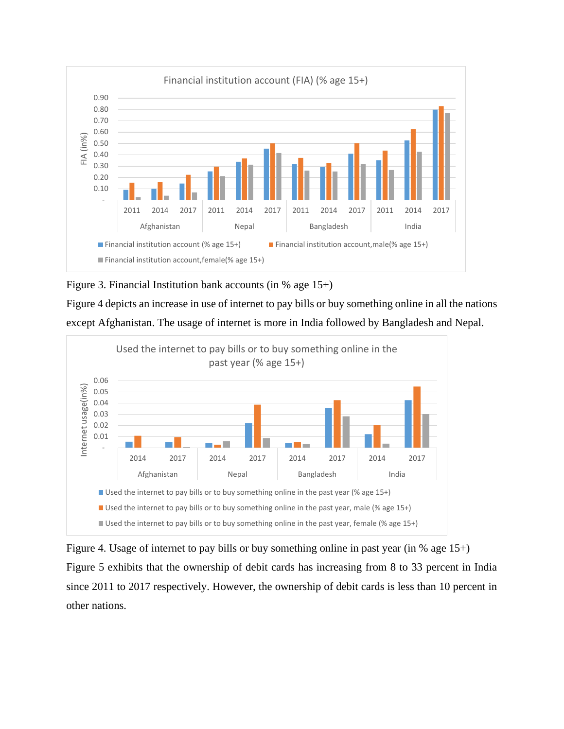Figure 3. Financial Institution bank accounts (in % age 15+)

Figure 4 depicts an increase in use of internet to pay bills or buy something online in all the nations except Afghanistan. The usage of internet is more in India followed by Bangladesh and Nepal.

Figure 4. Usage of internet to pay bills or buy something online in past year (in % age 15+)

Figure 5 exhibits that the ownership of debit cards has increasing from 8 to 33 percent in India since 2011 to 2017 respectively. However, the ownership of debit cards is less than 10 percent in other nations.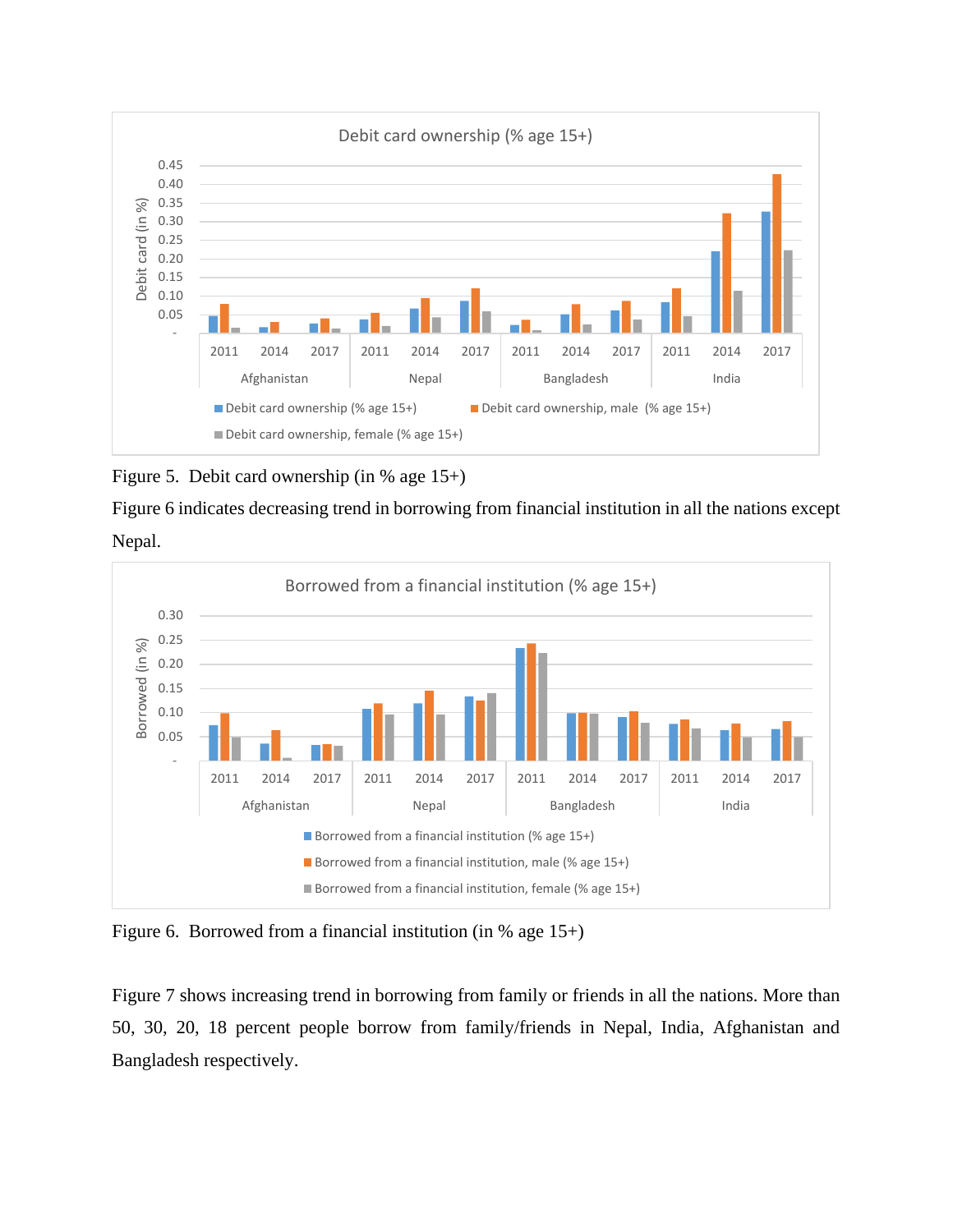Figure 5. Debit card ownership (in % age 15+)

Figure 6 indicates decreasing trend in borrowing from financial institution in all the nations except Nepal.

Figure 6. Borrowed from a financial institution (in % age 15+)

Figure 7 shows increasing trend in borrowing from family or friends in all the nations. More than 50, 30, 20, 18 percent people borrow from family/friends in Nepal, India, Afghanistan and Bangladesh respectively.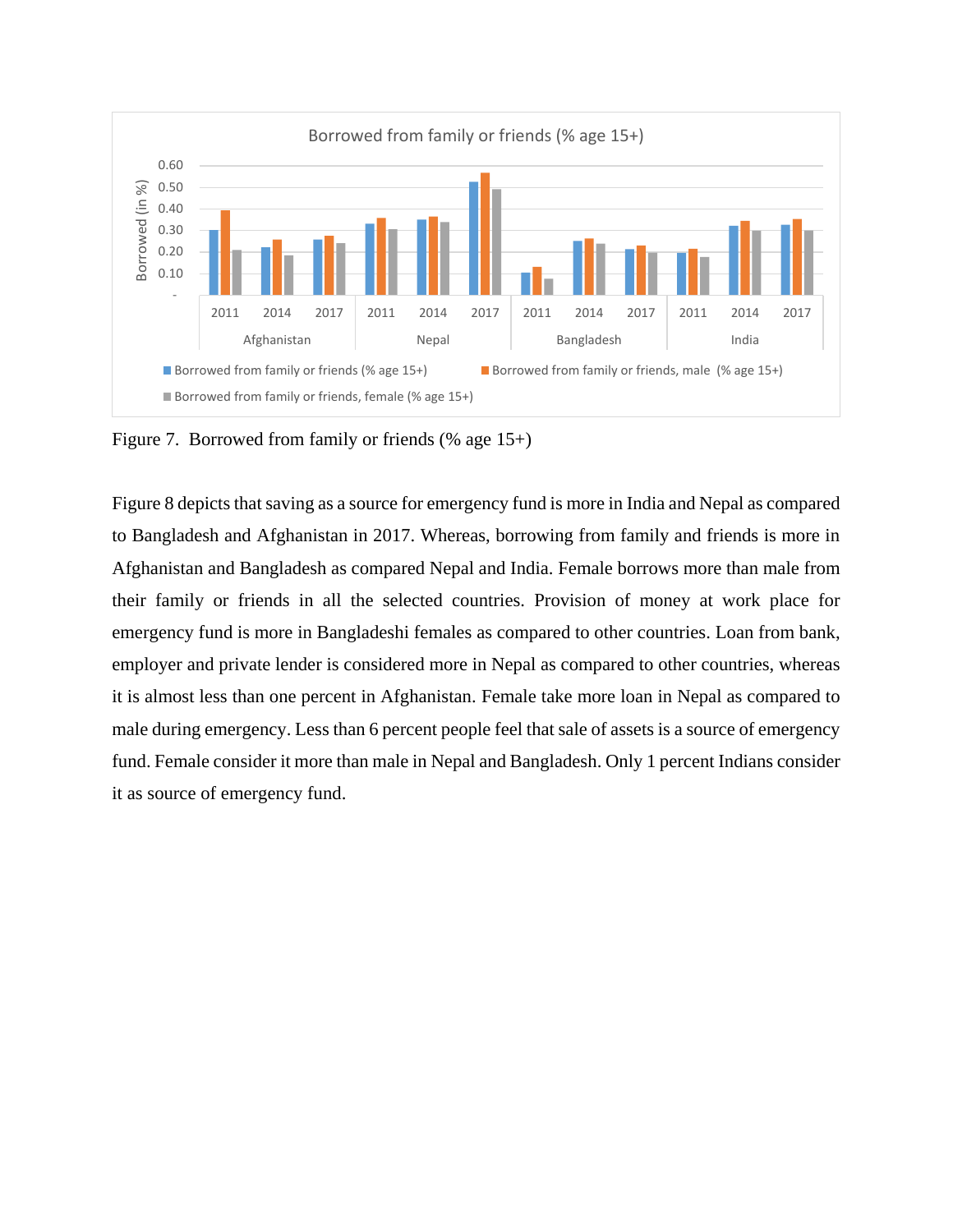Figure 7. Borrowed from family or friends (% age 15+)

Figure 8 depicts that saving as a source for emergency fund is more in India and Nepal as compared to Bangladesh and Afghanistan in 2017. Whereas, borrowing from family and friends is more in Afghanistan and Bangladesh as compared Nepal and India. Female borrows more than male from their family or friends in all the selected countries. Provision of money at work place for emergency fund is more in Bangladeshi females as compared to other countries. Loan from bank, employer and private lender is considered more in Nepal as compared to other countries, whereas it is almost less than one percent in Afghanistan. Female take more loan in Nepal as compared to male during emergency. Less than 6 percent people feel that sale of assets is a source of emergency fund. Female consider it more than male in Nepal and Bangladesh. Only 1 percent Indians consider it as source of emergency fund.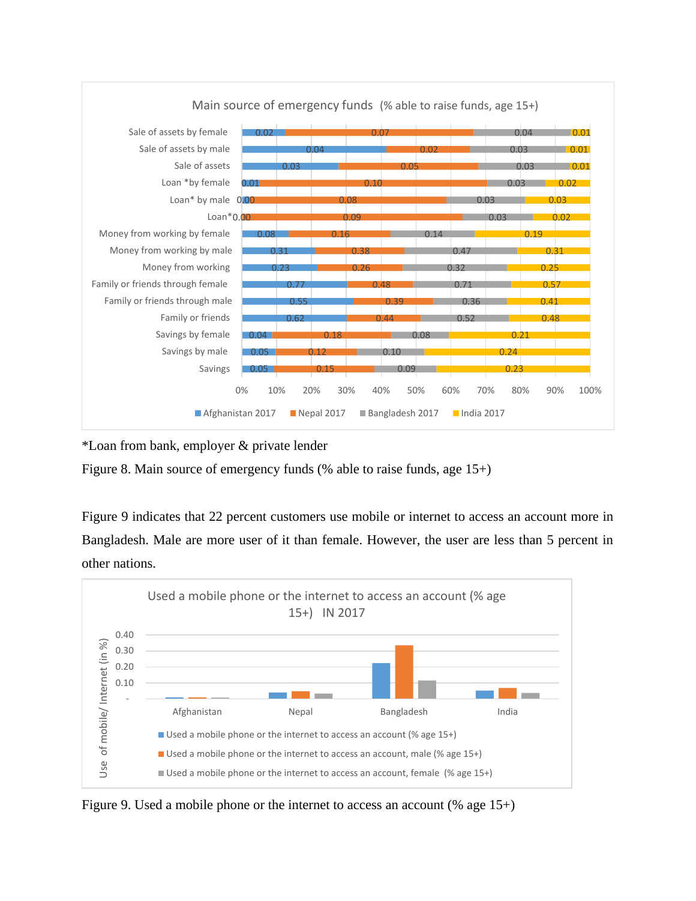*Loan from bank, employer & private lender

Figure 8. Main source of emergency funds (% able to raise funds, age 15+)

Figure 9 indicates that 22 percent customers use mobile or internet to access an account more in Bangladesh. Male are more user of it than female. However, the user are less than 5 percent in other nations.

Figure 9. Used a mobile phone or the internet to access an account (% age 15+)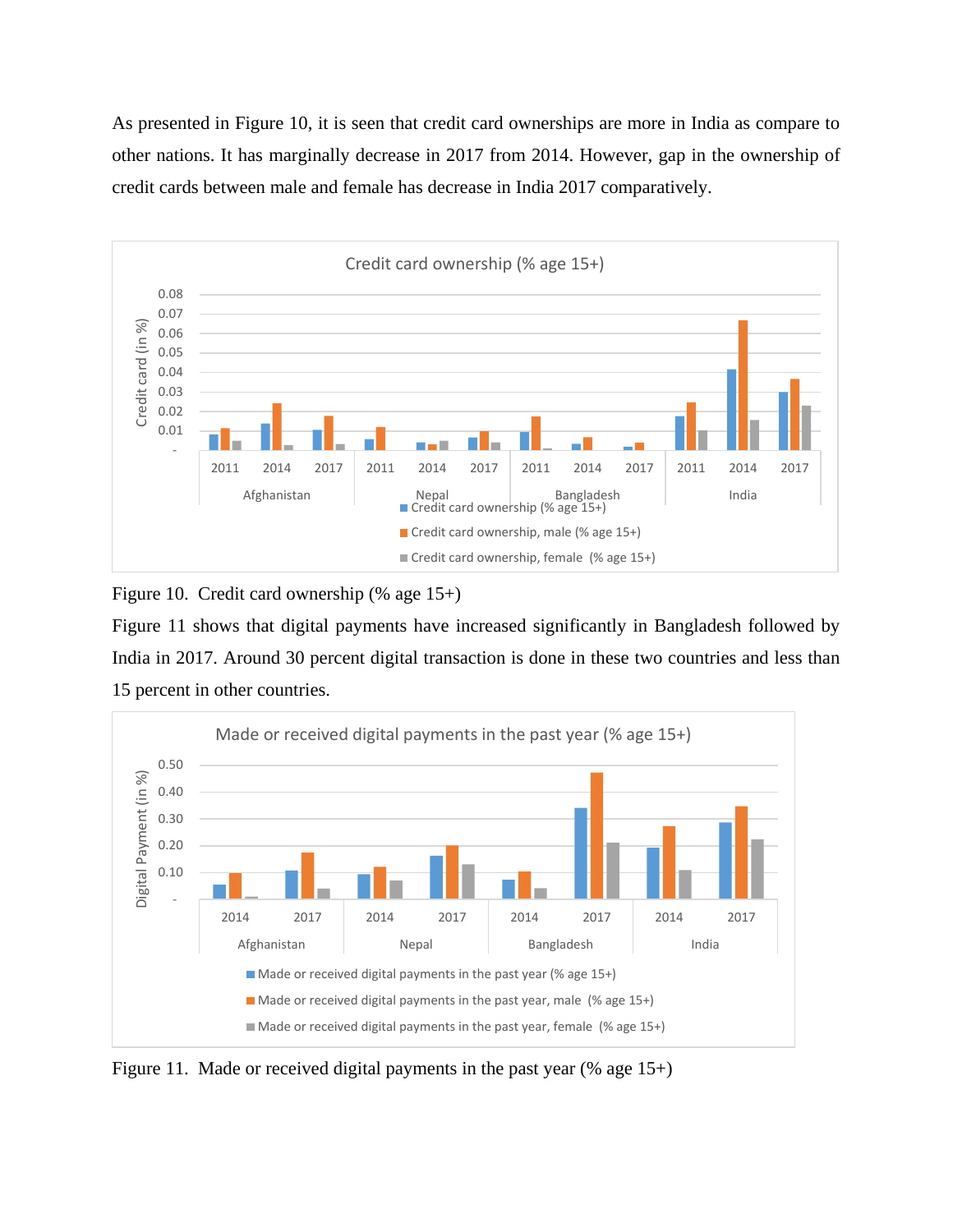As presented in Figure 10, it is seen that credit card ownerships are more in India as compare to other nations. It has marginally decrease in 2017 from 2014. However, gap in the ownership of credit cards between male and female has decrease in India 2017 comparatively.

Figure 10. Credit card ownership (% age 15+)

Figure 11 shows that digital payments have increased significantly in Bangladesh followed by India in 2017. Around 30 percent digital transaction is done in these two countries and less than 15 percent in other countries.

Figure 11. Made or received digital payments in the past year (% age 15+)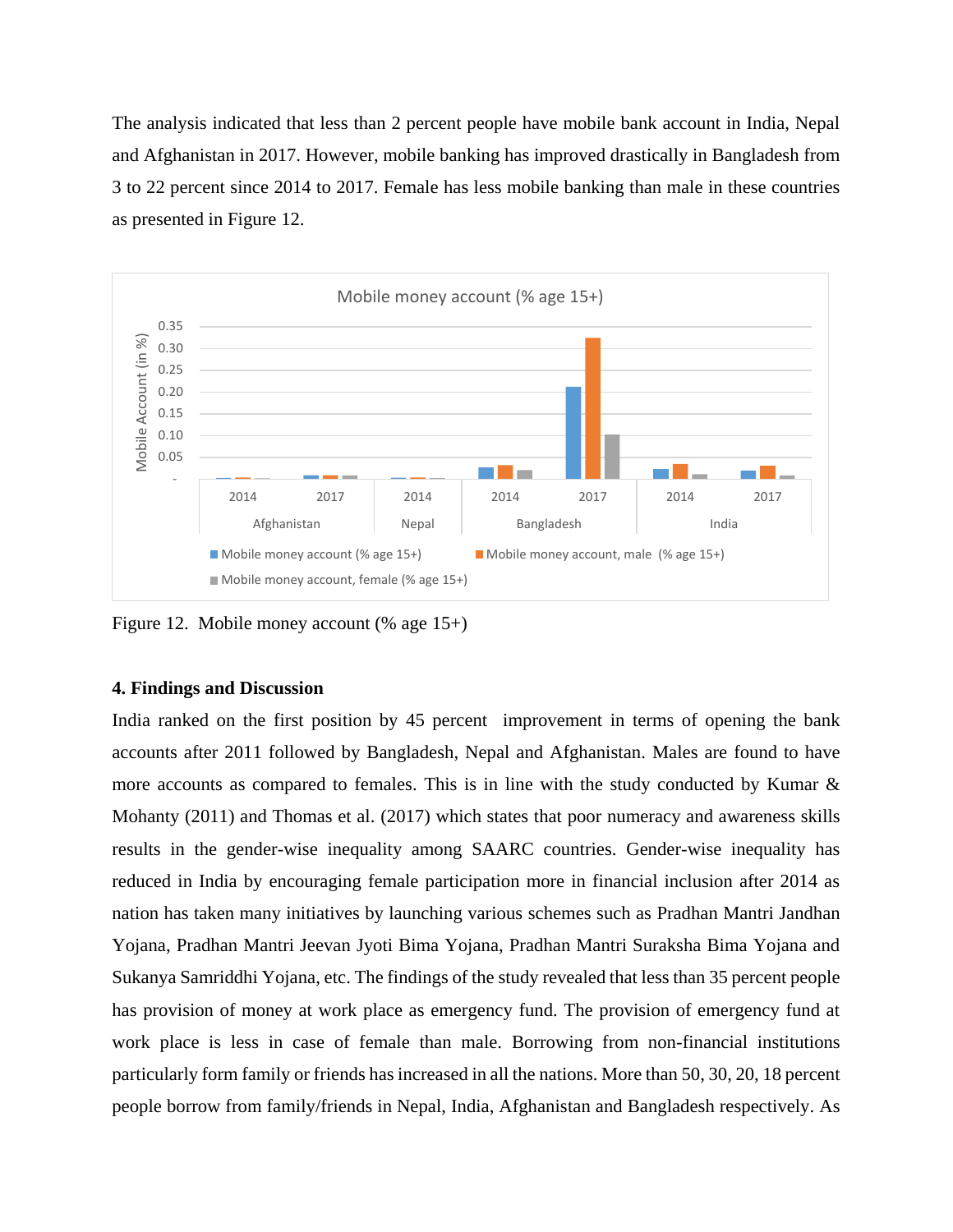The analysis indicated that less than 2 percent people have mobile bank account in India, Nepal and Afghanistan in 2017. However, mobile banking has improved drastically in Bangladesh from 3 to 22 percent since 2014 to 2017. Female has less mobile banking than male in these countries as presented in Figure 12.

Figure 12. Mobile money account (% age 15+)

**4. Findings and Discussion**

India ranked on the first position by 45 percent improvement in terms of opening the bank accounts after 2011 followed by Bangladesh, Nepal and Afghanistan. Males are found to have more accounts as compared to females. This is in line with the study conducted by Kumar & Mohanty (2011) and Thomas et al. (2017) which states that poor numeracy and awareness skills results in the gender-wise inequality among SAARC countries. Gender-wise inequality has reduced in India by encouraging female participation more in financial inclusion after 2014 as nation has taken many initiatives by launching various schemes such as Pradhan Mantri Jandhan Yojana, Pradhan Mantri Jeevan Jyoti Bima Yojana, Pradhan Mantri Suraksha Bima Yojana and Sukanya Samriddhi Yojana, etc. The findings of the study revealed that less than 35 percent people has provision of money at work place as emergency fund. The provision of emergency fund at work place is less in case of female than male. Borrowing from non-financial institutions particularly form family or friends has increased in all the nations. More than 50, 30, 20, 18 percent people borrow from family/friends in Nepal, India, Afghanistan and Bangladesh respectively. As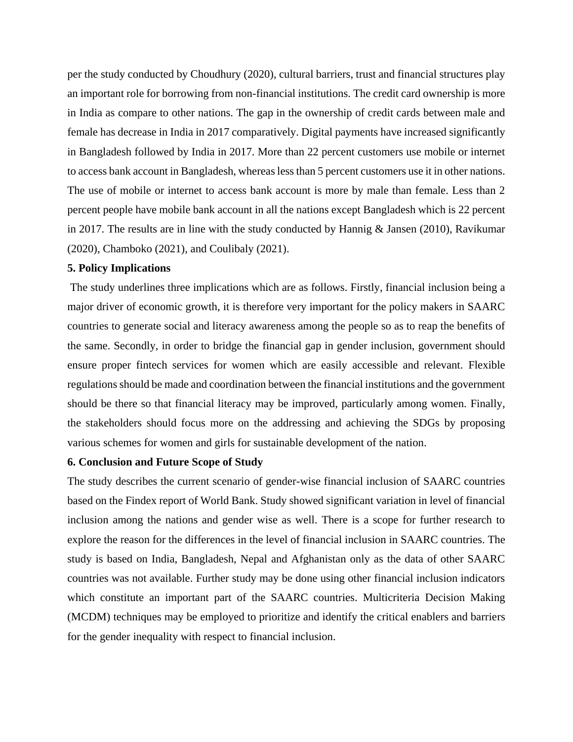per the study conducted by Choudhury (2020), cultural barriers, trust and financial structures play an important role for borrowing from non-financial institutions. The credit card ownership is more in India as compare to other nations. The gap in the ownership of credit cards between male and female has decrease in India in 2017 comparatively. Digital payments have increased significantly in Bangladesh followed by India in 2017. More than 22 percent customers use mobile or internet to access bank account in Bangladesh, whereas less than 5 percent customers use it in other nations. The use of mobile or internet to access bank account is more by male than female. Less than 2 percent people have mobile bank account in all the nations except Bangladesh which is 22 percent in 2017. The results are in line with the study conducted by Hannig & Jansen (2010), Ravikumar (2020), Chamboko (2021), and Coulibaly (2021).

## 5. Policy Implications

The study underlines three implications which are as follows. Firstly, financial inclusion being a major driver of economic growth, it is therefore very important for the policy makers in SAARC countries to generate social and literacy awareness among the people so as to reap the benefits of the same. Secondly, in order to bridge the financial gap in gender inclusion, government should ensure proper fintech services for women which are easily accessible and relevant. Flexible regulations should be made and coordination between the financial institutions and the government should be there so that financial literacy may be improved, particularly among women. Finally, the stakeholders should focus more on the addressing and achieving the SDGs by proposing various schemes for women and girls for sustainable development of the nation.

## 6. Conclusion and Future Scope of Study

The study describes the current scenario of gender-wise financial inclusion of SAARC countries based on the Findex report of World Bank. Study showed significant variation in level of financial inclusion among the nations and gender wise as well. There is a scope for further research to explore the reason for the differences in the level of financial inclusion in SAARC countries. The study is based on India, Bangladesh, Nepal and Afghanistan only as the data of other SAARC countries was not available. Further study may be done using other financial inclusion indicators which constitute an important part of the SAARC countries. Multicriteria Decision Making (MCDM) techniques may be employed to prioritize and identify the critical enablers and barriers for the gender inequality with respect to financial inclusion.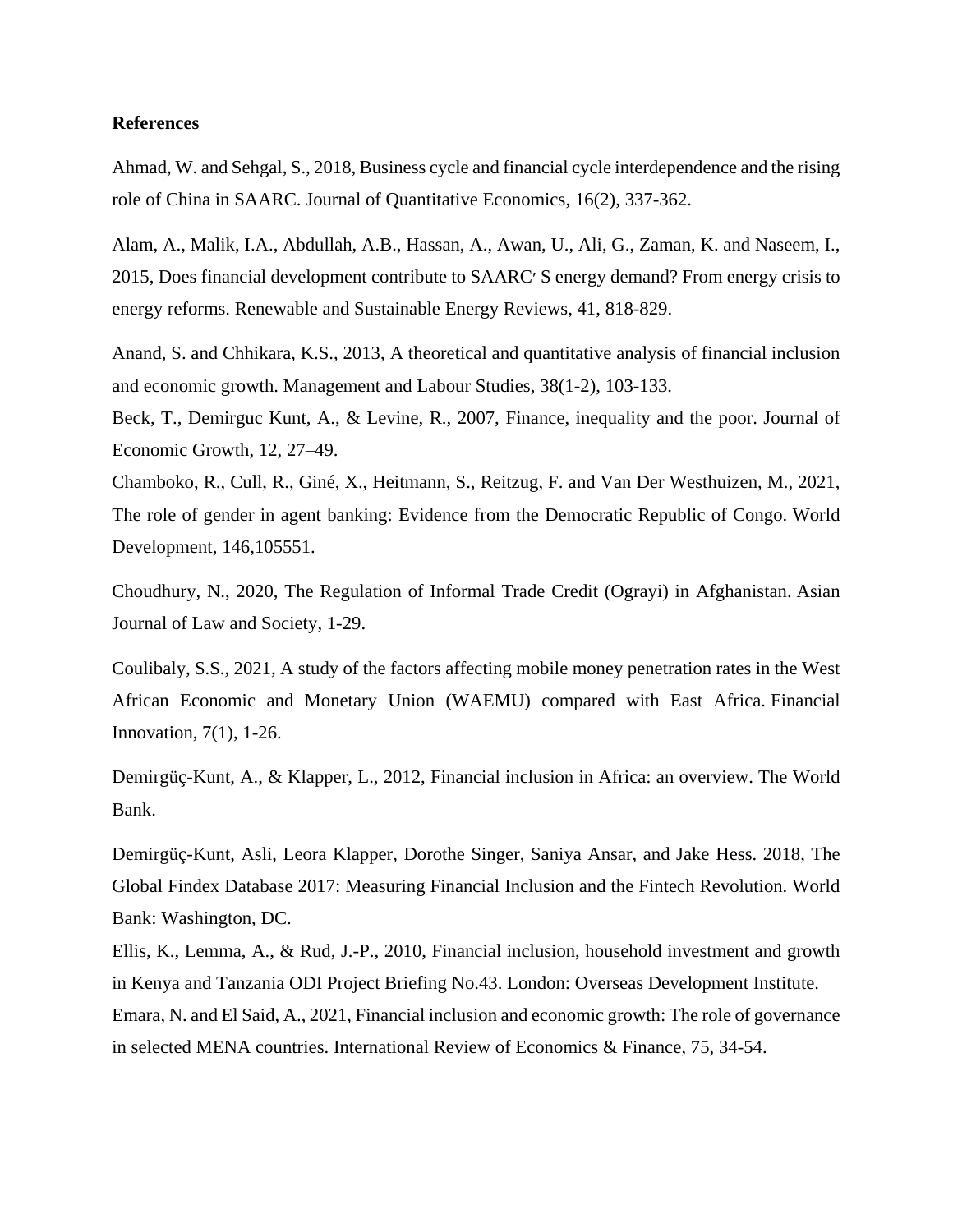**References**

Ahmad, W. and Sehgal, S., 2018, Business cycle and financial cycle interdependence and the rising role of China in SAARC. Journal of Quantitative Economics, 16(2), 337-362.

Alam, A., Malik, I.A., Abdullah, A.B., Hassan, A., Awan, U., Ali, G., Zaman, K. and Naseem, I., 2015, Does financial development contribute to SAARC′ S energy demand? From energy crisis to energy reforms. Renewable and Sustainable Energy Reviews, 41, 818-829.

Anand, S. and Chhikara, K.S., 2013, A theoretical and quantitative analysis of financial inclusion and economic growth. Management and Labour Studies, 38(1-2), 103-133.

Beck, T., Demirguc Kunt, A., & Levine, R., 2007, Finance, inequality and the poor. Journal of Economic Growth, 12, 27–49.

Chamboko, R., Cull, R., Giné, X., Heitmann, S., Reitzug, F. and Van Der Westhuizen, M., 2021, The role of gender in agent banking: Evidence from the Democratic Republic of Congo. World Development, 146,105551.

Choudhury, N., 2020, The Regulation of Informal Trade Credit (Ograyi) in Afghanistan. Asian Journal of Law and Society, 1-29.

Coulibaly, S.S., 2021, A study of the factors affecting mobile money penetration rates in the West African Economic and Monetary Union (WAEMU) compared with East Africa. Financial Innovation, 7(1), 1-26.

Demirgüç-Kunt, A., & Klapper, L., 2012, Financial inclusion in Africa: an overview. The World Bank.

Demirgüç-Kunt, Asli, Leora Klapper, Dorothe Singer, Saniya Ansar, and Jake Hess. 2018, The Global Findex Database 2017: Measuring Financial Inclusion and the Fintech Revolution. World Bank: Washington, DC.

Ellis, K., Lemma, A., & Rud, J.-P., 2010, Financial inclusion, household investment and growth in Kenya and Tanzania ODI Project Briefing No.43. London: Overseas Development Institute.

Emara, N. and El Said, A., 2021, Financial inclusion and economic growth: The role of governance in selected MENA countries. International Review of Economics & Finance, 75, 34-54.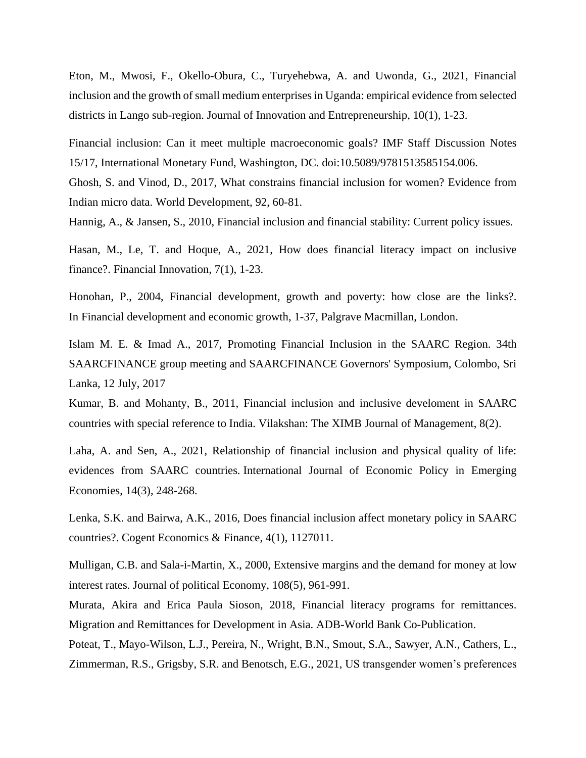Eton, M., Mwosi, F., Okello-Obura, C., Turyehebwa, A. and Uwonda, G., 2021, Financial inclusion and the growth of small medium enterprises in Uganda: empirical evidence from selected districts in Lango sub-region. Journal of Innovation and Entrepreneurship, 10(1), 1-23.

Financial inclusion: Can it meet multiple macroeconomic goals? IMF Staff Discussion Notes 15/17, International Monetary Fund, Washington, DC. doi:10.5089/9781513585154.006.

Ghosh, S. and Vinod, D., 2017, What constrains financial inclusion for women? Evidence from Indian micro data. World Development, 92, 60-81.

Hannig, A., & Jansen, S., 2010, Financial inclusion and financial stability: Current policy issues.

Hasan, M., Le, T. and Hoque, A., 2021, How does financial literacy impact on inclusive finance?. Financial Innovation, 7(1), 1-23.

Honohan, P., 2004, Financial development, growth and poverty: how close are the links?. In Financial development and economic growth, 1-37, Palgrave Macmillan, London.

Islam M. E. & Imad A., 2017, Promoting Financial Inclusion in the SAARC Region. 34th SAARCFINANCE group meeting and SAARCFINANCE Governors' Symposium, Colombo, Sri Lanka, 12 July, 2017

Kumar, B. and Mohanty, B., 2011, Financial inclusion and inclusive develoment in SAARC countries with special reference to India. Vilakshan: The XIMB Journal of Management, 8(2).

Laha, A. and Sen, A., 2021, Relationship of financial inclusion and physical quality of life: evidences from SAARC countries. International Journal of Economic Policy in Emerging Economies, 14(3), 248-268.

Lenka, S.K. and Bairwa, A.K., 2016, Does financial inclusion affect monetary policy in SAARC countries?. Cogent Economics & Finance, 4(1), 1127011.

Mulligan, C.B. and Sala-i-Martin, X., 2000, Extensive margins and the demand for money at low interest rates. Journal of political Economy, 108(5), 961-991.

Murata, Akira and Erica Paula Sioson, 2018, Financial literacy programs for remittances. Migration and Remittances for Development in Asia. ADB-World Bank Co-Publication.

Poteat, T., Mayo-Wilson, L.J., Pereira, N., Wright, B.N., Smout, S.A., Sawyer, A.N., Cathers, L., Zimmerman, R.S., Grigsby, S.R. and Benotsch, E.G., 2021, US transgender women's preferences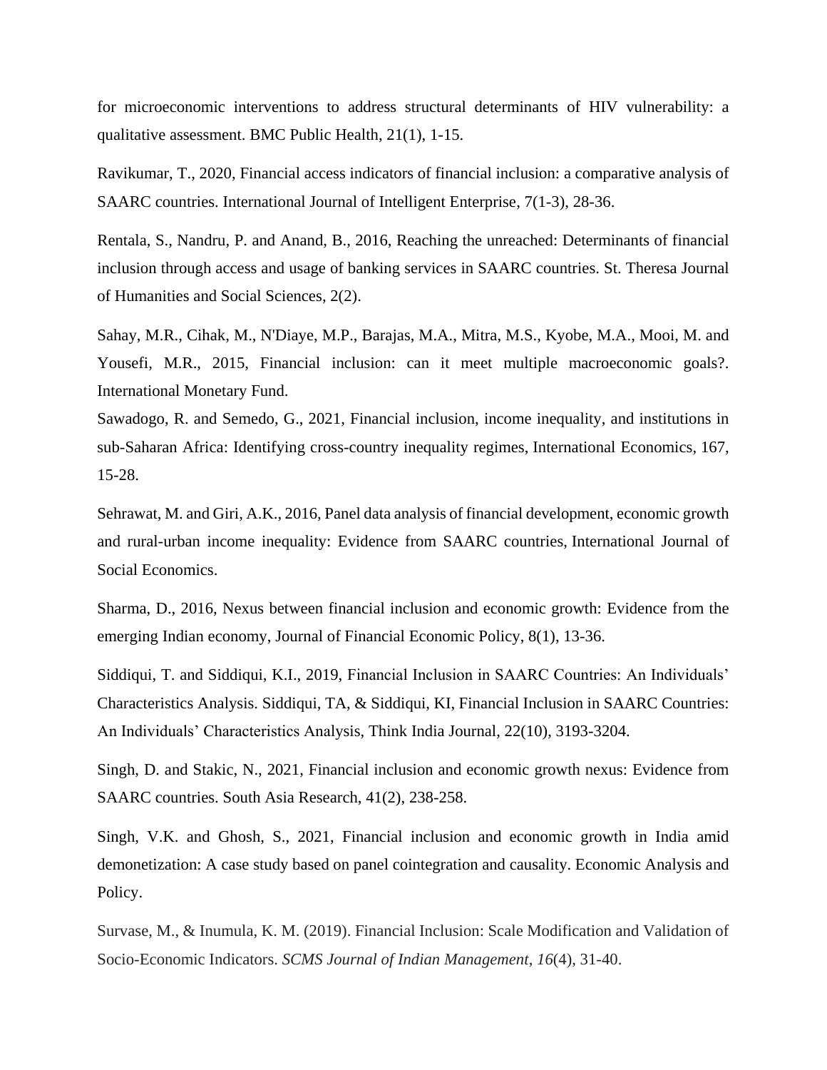for microeconomic interventions to address structural determinants of HIV vulnerability: a qualitative assessment. BMC Public Health, 21(1), 1-15.

Ravikumar, T., 2020, Financial access indicators of financial inclusion: a comparative analysis of SAARC countries. International Journal of Intelligent Enterprise, 7(1-3), 28-36.

Rentala, S., Nandru, P. and Anand, B., 2016, Reaching the unreached: Determinants of financial inclusion through access and usage of banking services in SAARC countries. St. Theresa Journal of Humanities and Social Sciences, 2(2).

Sahay, M.R., Cihak, M., N'Diaye, M.P., Barajas, M.A., Mitra, M.S., Kyobe, M.A., Mooi, M. and Yousefi, M.R., 2015, Financial inclusion: can it meet multiple macroeconomic goals?. International Monetary Fund.

Sawadogo, R. and Semedo, G., 2021, Financial inclusion, income inequality, and institutions in sub-Saharan Africa: Identifying cross-country inequality regimes, International Economics, 167, 15-28.

Sehrawat, M. and Giri, A.K., 2016, Panel data analysis of financial development, economic growth and rural-urban income inequality: Evidence from SAARC countries, International Journal of Social Economics.

Sharma, D., 2016, Nexus between financial inclusion and economic growth: Evidence from the emerging Indian economy, Journal of Financial Economic Policy, 8(1), 13-36.

Siddiqui, T. and Siddiqui, K.I., 2019, Financial Inclusion in SAARC Countries: An Individuals' Characteristics Analysis. Siddiqui, TA, & Siddiqui, KI, Financial Inclusion in SAARC Countries: An Individuals' Characteristics Analysis, Think India Journal, 22(10), 3193-3204.

Singh, D. and Stakic, N., 2021, Financial inclusion and economic growth nexus: Evidence from SAARC countries. South Asia Research, 41(2), 238-258.

Singh, V.K. and Ghosh, S., 2021, Financial inclusion and economic growth in India amid demonetization: A case study based on panel cointegration and causality. Economic Analysis and Policy.

Survase, M., & Inumula, K. M. (2019). Financial Inclusion: Scale Modification and Validation of Socio-Economic Indicators. *SCMS Journal of Indian Management*, *16*(4), 31-40.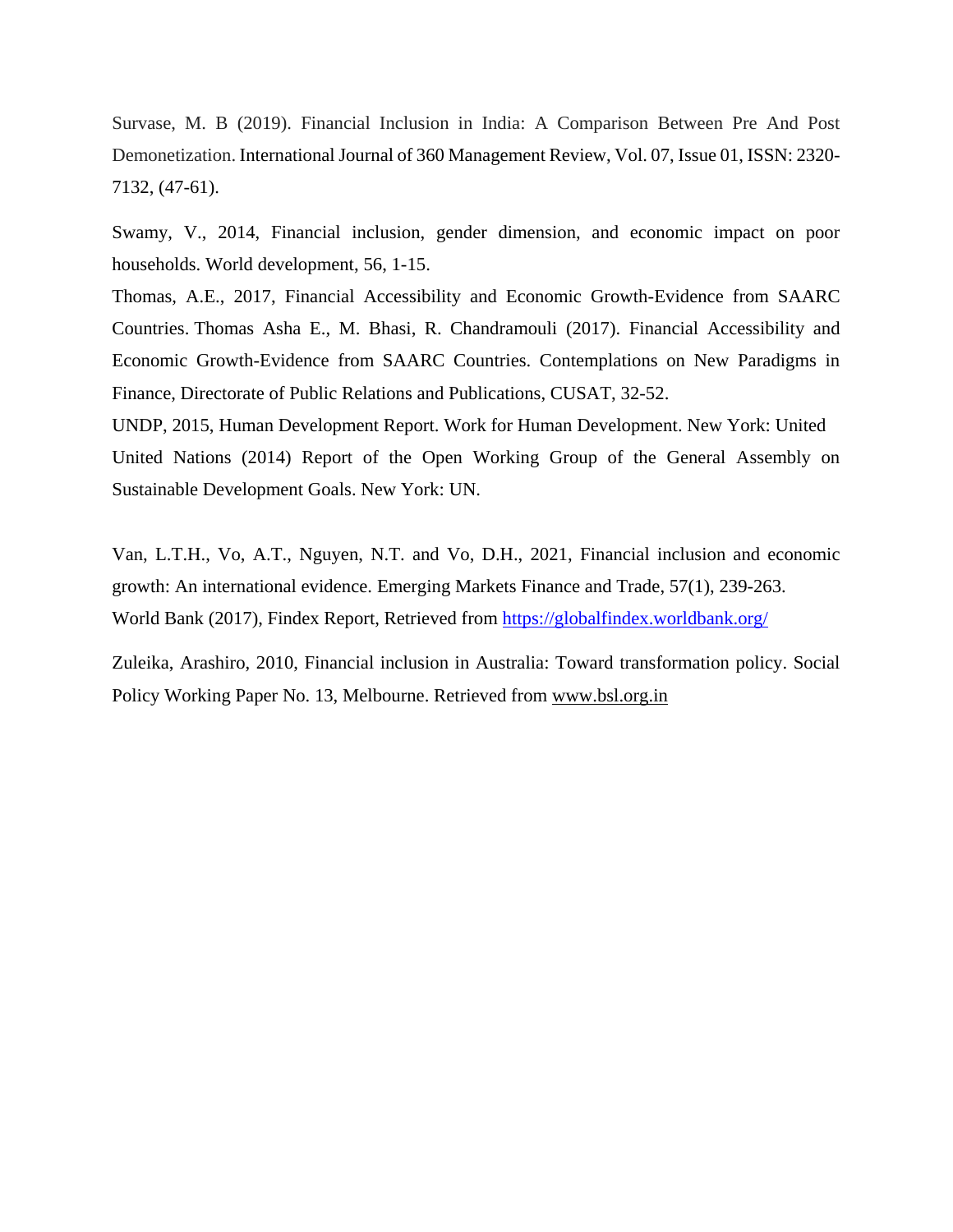Survase, M. B (2019). Financial Inclusion in India: A Comparison Between Pre And Post Demonetization. International Journal of 360 Management Review, Vol. 07, Issue 01, ISSN: 2320-7132, (47-61).

Swamy, V., 2014, Financial inclusion, gender dimension, and economic impact on poor households. World development, 56, 1-15.

Thomas, A.E., 2017, Financial Accessibility and Economic Growth-Evidence from SAARC Countries. Thomas Asha E., M. Bhasi, R. Chandramouli (2017). Financial Accessibility and Economic Growth-Evidence from SAARC Countries. Contemplations on New Paradigms in Finance, Directorate of Public Relations and Publications, CUSAT, 32-52.

UNDP, 2015, Human Development Report. Work for Human Development. New York: United

United Nations (2014) Report of the Open Working Group of the General Assembly on Sustainable Development Goals. New York: UN.

Van, L.T.H., Vo, A.T., Nguyen, N.T. and Vo, D.H., 2021, Financial inclusion and economic growth: An international evidence. Emerging Markets Finance and Trade, 57(1), 239-263.

World Bank (2017), Findex Report, Retrieved from https://globalfindex.worldbank.org/

Zuleika, Arashiro, 2010, Financial inclusion in Australia: Toward transformation policy. Social Policy Working Paper No. 13, Melbourne. Retrieved from www.bsl.org.in